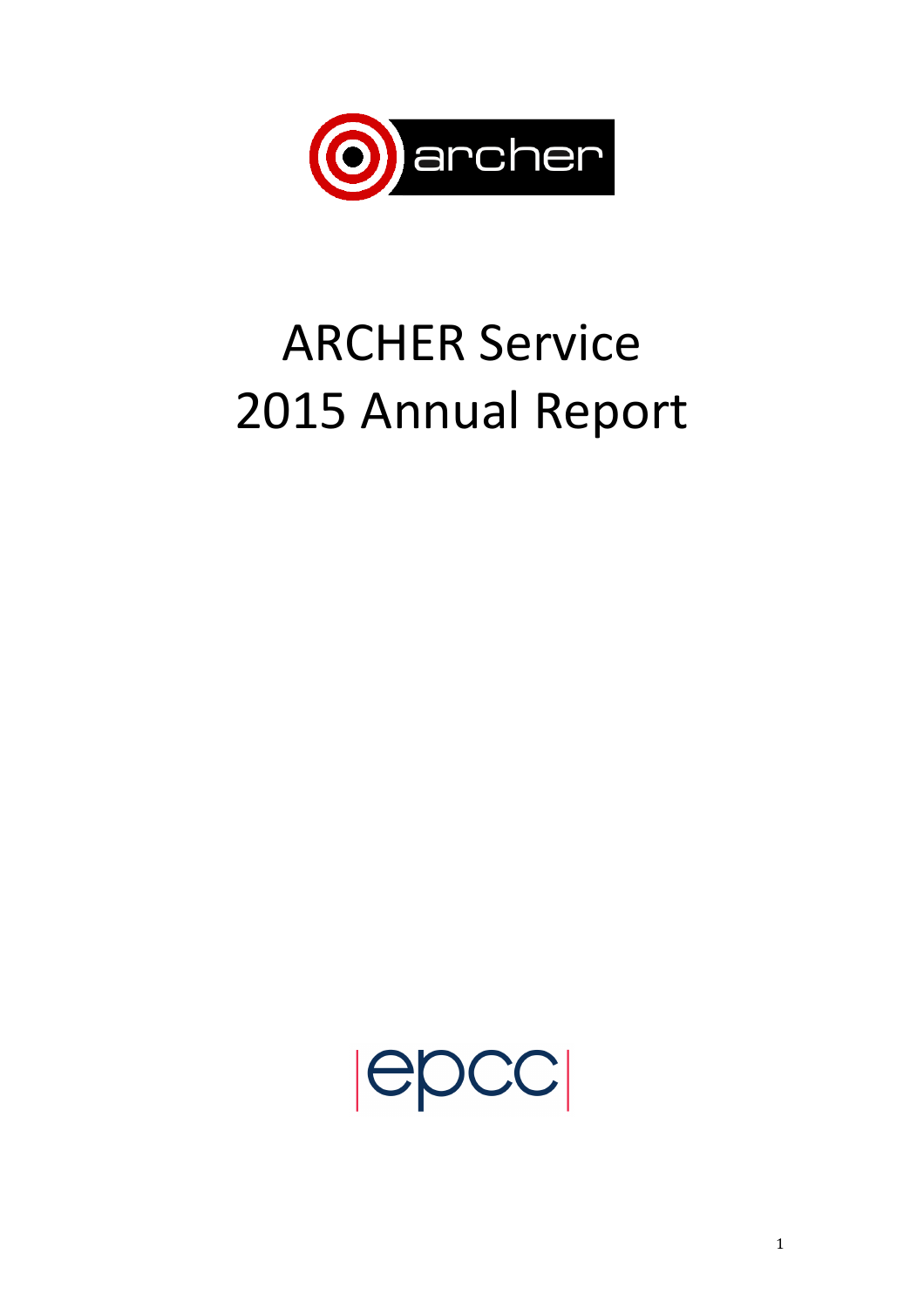# ARCHER Service
# 2015 Annual Report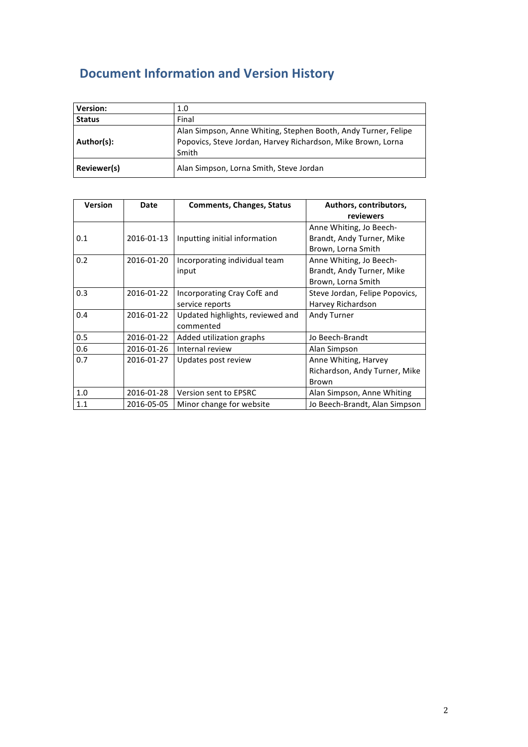# Document Information and Version History

| | |
|---|---|
| **Version:** | 1.0 |
| **Status** | Final |
| **Author(s):** | Alan Simpson, Anne Whiting, Stephen Booth, Andy Turner, Felipe Popovics, Steve Jordan, Harvey Richardson, Mike Brown, Lorna Smith |
| **Reviewer(s)** | Alan Simpson, Lorna Smith, Steve Jordan |

| Version | Date | Comments, Changes, Status | Authors, contributors, reviewers |
|---|---|---|---|
| 0.1 | 2016-01-13 | Inputting initial information | Anne Whiting, Jo Beech-Brandt, Andy Turner, Mike Brown, Lorna Smith |
| 0.2 | 2016-01-20 | Incorporating individual team input | Anne Whiting, Jo Beech-Brandt, Andy Turner, Mike Brown, Lorna Smith |
| 0.3 | 2016-01-22 | Incorporating Cray CofE and service reports | Steve Jordan, Felipe Popovics, Harvey Richardson |
| 0.4 | 2016-01-22 | Updated highlights, reviewed and commented | Andy Turner |
| 0.5 | 2016-01-22 | Added utilization graphs | Jo Beech-Brandt |
| 0.6 | 2016-01-26 | Internal review | Alan Simpson |
| 0.7 | 2016-01-27 | Updates post review | Anne Whiting, Harvey Richardson, Andy Turner, Mike Brown |
| 1.0 | 2016-01-28 | Version sent to EPSRC | Alan Simpson, Anne Whiting |
| 1.1 | 2016-05-05 | Minor change for website | Jo Beech-Brandt, Alan Simpson |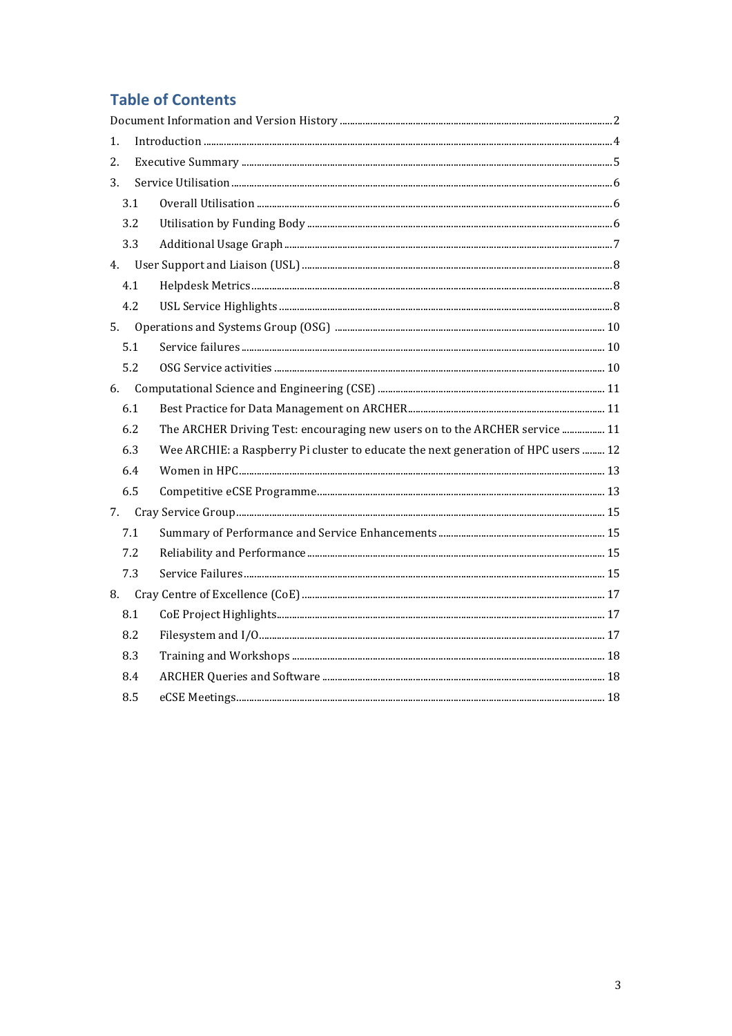# Table of Contents

Document Information and Version History ..... 2

1. Introduction ..... 4
2. Executive Summary ..... 5
3. Service Utilisation ..... 6
   - 3.1 Overall Utilisation ..... 6
   - 3.2 Utilisation by Funding Body ..... 6
   - 3.3 Additional Usage Graph ..... 7
4. User Support and Liaison (USL) ..... 8
   - 4.1 Helpdesk Metrics ..... 8
   - 4.2 USL Service Highlights ..... 8
5. Operations and Systems Group (OSG) ..... 10
   - 5.1 Service failures ..... 10
   - 5.2 OSG Service activities ..... 10
6. Computational Science and Engineering (CSE) ..... 11
   - 6.1 Best Practice for Data Management on ARCHER ..... 11
   - 6.2 The ARCHER Driving Test: encouraging new users on to the ARCHER service ..... 11
   - 6.3 Wee ARCHIE: a Raspberry Pi cluster to educate the next generation of HPC users ..... 12
   - 6.4 Women in HPC ..... 13
   - 6.5 Competitive eCSE Programme ..... 13
7. Cray Service Group ..... 15
   - 7.1 Summary of Performance and Service Enhancements ..... 15
   - 7.2 Reliability and Performance ..... 15
   - 7.3 Service Failures ..... 15
8. Cray Centre of Excellence (CoE) ..... 17
   - 8.1 CoE Project Highlights ..... 17
   - 8.2 Filesystem and I/O ..... 17
   - 8.3 Training and Workshops ..... 18
   - 8.4 ARCHER Queries and Software ..... 18
   - 8.5 eCSE Meetings ..... 18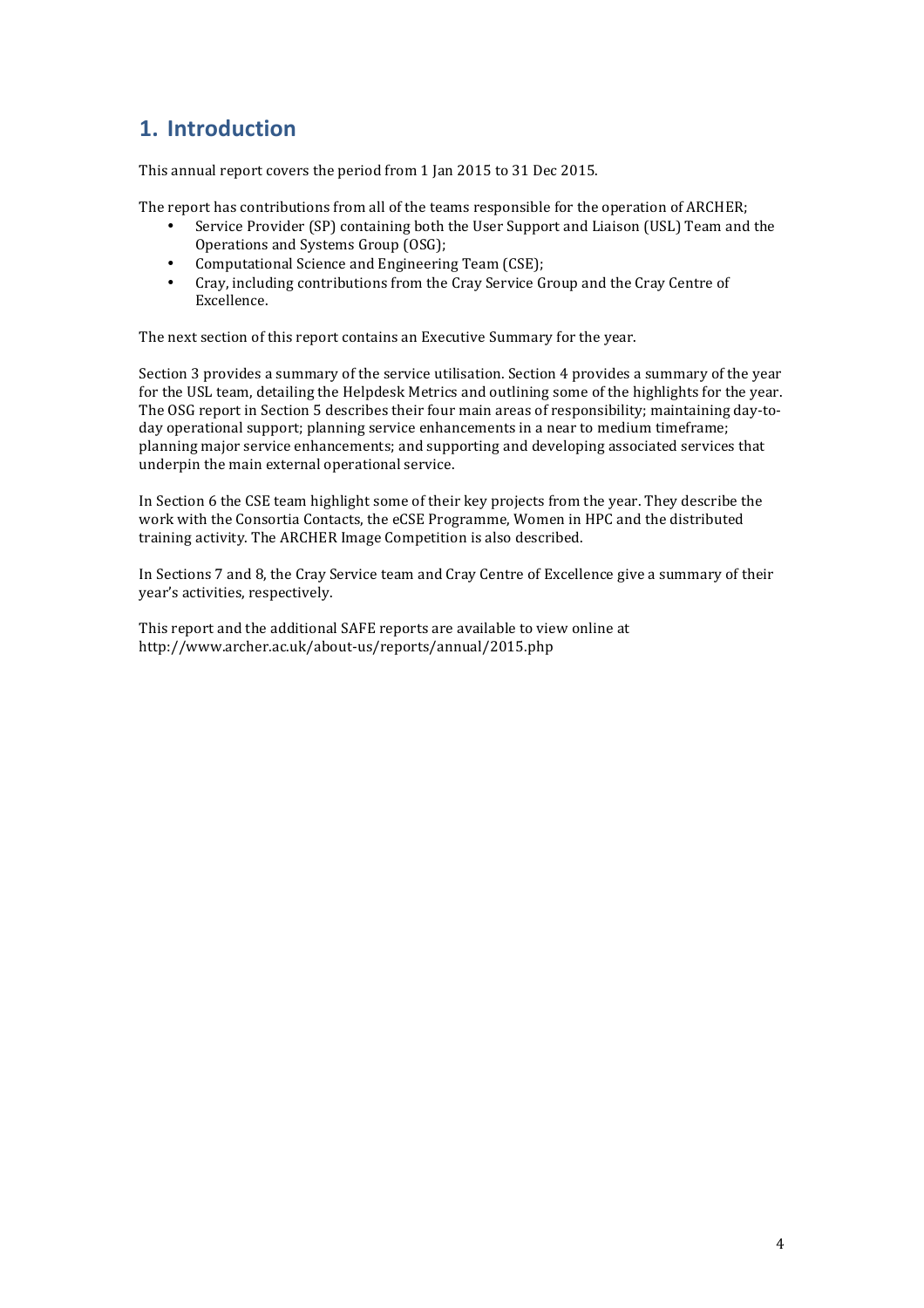# 1. Introduction

This annual report covers the period from 1 Jan 2015 to 31 Dec 2015.

The report has contributions from all of the teams responsible for the operation of ARCHER;

- Service Provider (SP) containing both the User Support and Liaison (USL) Team and the Operations and Systems Group (OSG);
- Computational Science and Engineering Team (CSE);
- Cray, including contributions from the Cray Service Group and the Cray Centre of Excellence.

The next section of this report contains an Executive Summary for the year.

Section 3 provides a summary of the service utilisation. Section 4 provides a summary of the year for the USL team, detailing the Helpdesk Metrics and outlining some of the highlights for the year. The OSG report in Section 5 describes their four main areas of responsibility; maintaining day-to-day operational support; planning service enhancements in a near to medium timeframe; planning major service enhancements; and supporting and developing associated services that underpin the main external operational service.

In Section 6 the CSE team highlight some of their key projects from the year. They describe the work with the Consortia Contacts, the eCSE Programme, Women in HPC and the distributed training activity. The ARCHER Image Competition is also described.

In Sections 7 and 8, the Cray Service team and Cray Centre of Excellence give a summary of their year's activities, respectively.

This report and the additional SAFE reports are available to view online at http://www.archer.ac.uk/about-us/reports/annual/2015.php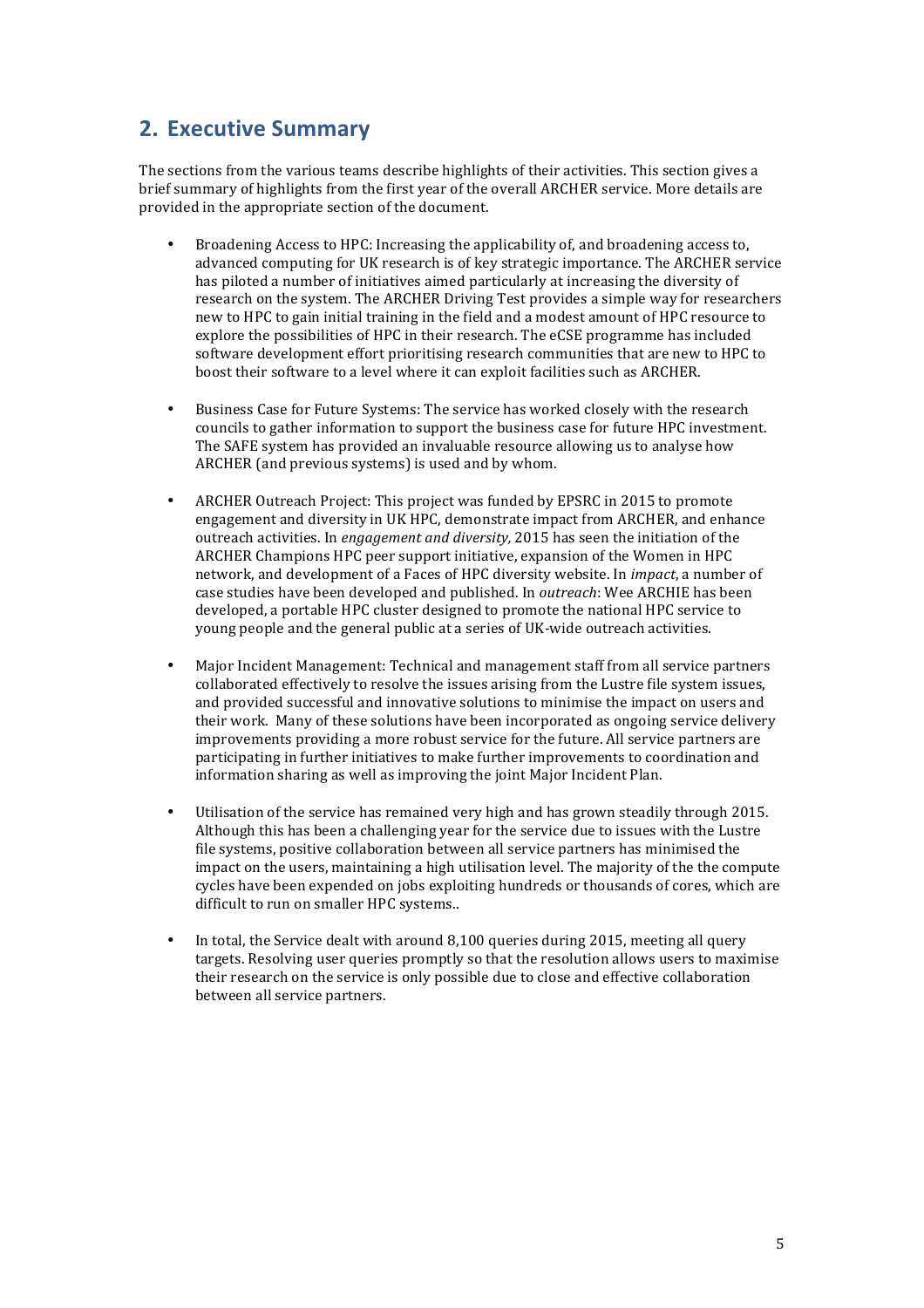## 2. Executive Summary

The sections from the various teams describe highlights of their activities. This section gives a brief summary of highlights from the first year of the overall ARCHER service. More details are provided in the appropriate section of the document.

- Broadening Access to HPC: Increasing the applicability of, and broadening access to, advanced computing for UK research is of key strategic importance. The ARCHER service has piloted a number of initiatives aimed particularly at increasing the diversity of research on the system. The ARCHER Driving Test provides a simple way for researchers new to HPC to gain initial training in the field and a modest amount of HPC resource to explore the possibilities of HPC in their research. The eCSE programme has included software development effort prioritising research communities that are new to HPC to boost their software to a level where it can exploit facilities such as ARCHER.

- Business Case for Future Systems: The service has worked closely with the research councils to gather information to support the business case for future HPC investment. The SAFE system has provided an invaluable resource allowing us to analyse how ARCHER (and previous systems) is used and by whom.

- ARCHER Outreach Project: This project was funded by EPSRC in 2015 to promote engagement and diversity in UK HPC, demonstrate impact from ARCHER, and enhance outreach activities. In *engagement and diversity,* 2015 has seen the initiation of the ARCHER Champions HPC peer support initiative, expansion of the Women in HPC network, and development of a Faces of HPC diversity website. In *impact*, a number of case studies have been developed and published. In *outreach*: Wee ARCHIE has been developed, a portable HPC cluster designed to promote the national HPC service to young people and the general public at a series of UK-wide outreach activities.

- Major Incident Management: Technical and management staff from all service partners collaborated effectively to resolve the issues arising from the Lustre file system issues, and provided successful and innovative solutions to minimise the impact on users and their work. Many of these solutions have been incorporated as ongoing service delivery improvements providing a more robust service for the future. All service partners are participating in further initiatives to make further improvements to coordination and information sharing as well as improving the joint Major Incident Plan.

- Utilisation of the service has remained very high and has grown steadily through 2015. Although this has been a challenging year for the service due to issues with the Lustre file systems, positive collaboration between all service partners has minimised the impact on the users, maintaining a high utilisation level. The majority of the the compute cycles have been expended on jobs exploiting hundreds or thousands of cores, which are difficult to run on smaller HPC systems..

- In total, the Service dealt with around 8,100 queries during 2015, meeting all query targets. Resolving user queries promptly so that the resolution allows users to maximise their research on the service is only possible due to close and effective collaboration between all service partners.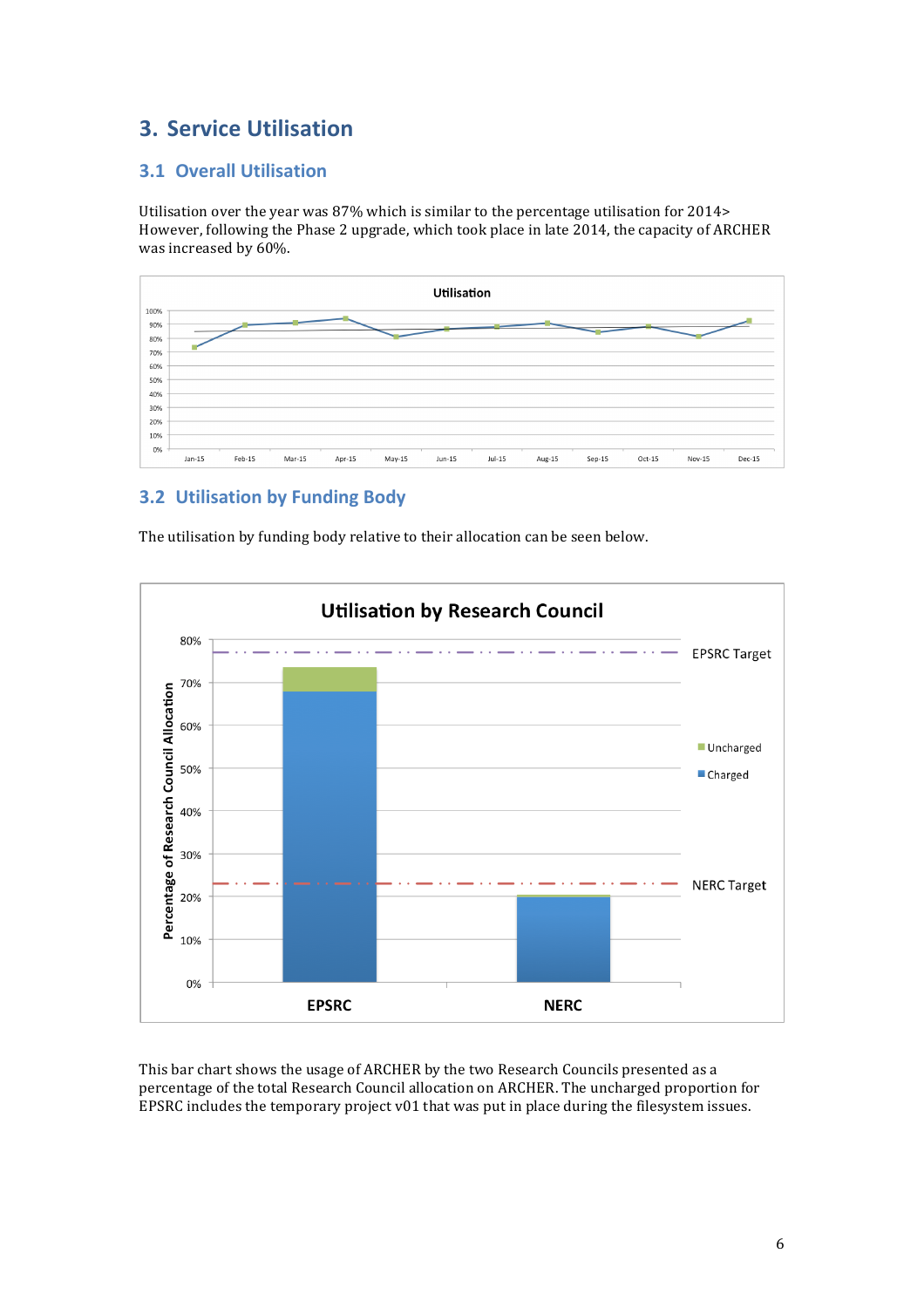# 3. Service Utilisation

## 3.1 Overall Utilisation

Utilisation over the year was 87% which is similar to the percentage utilisation for 2014> However, following the Phase 2 upgrade, which took place in late 2014, the capacity of ARCHER was increased by 60%.

## 3.2 Utilisation by Funding Body

The utilisation by funding body relative to their allocation can be seen below.

This bar chart shows the usage of ARCHER by the two Research Councils presented as a percentage of the total Research Council allocation on ARCHER. The uncharged proportion for EPSRC includes the temporary project v01 that was put in place during the filesystem issues.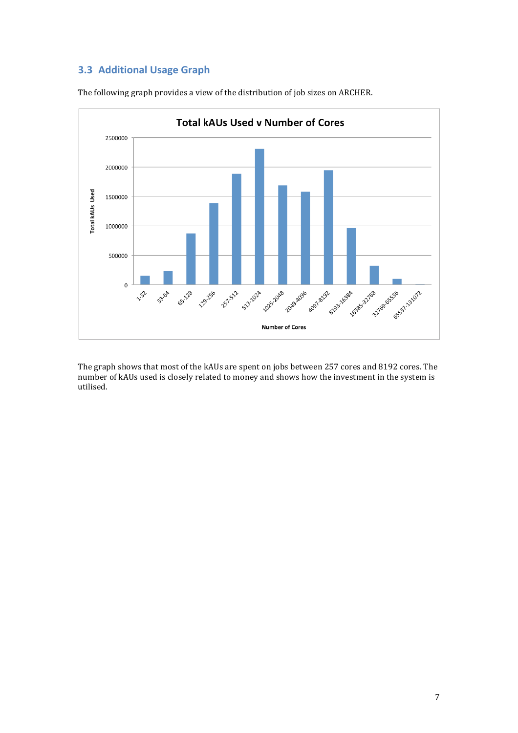### 3.3 Additional Usage Graph

The following graph provides a view of the distribution of job sizes on ARCHER.

The graph shows that most of the kAUs are spent on jobs between 257 cores and 8192 cores. The number of kAUs used is closely related to money and shows how the investment in the system is utilised.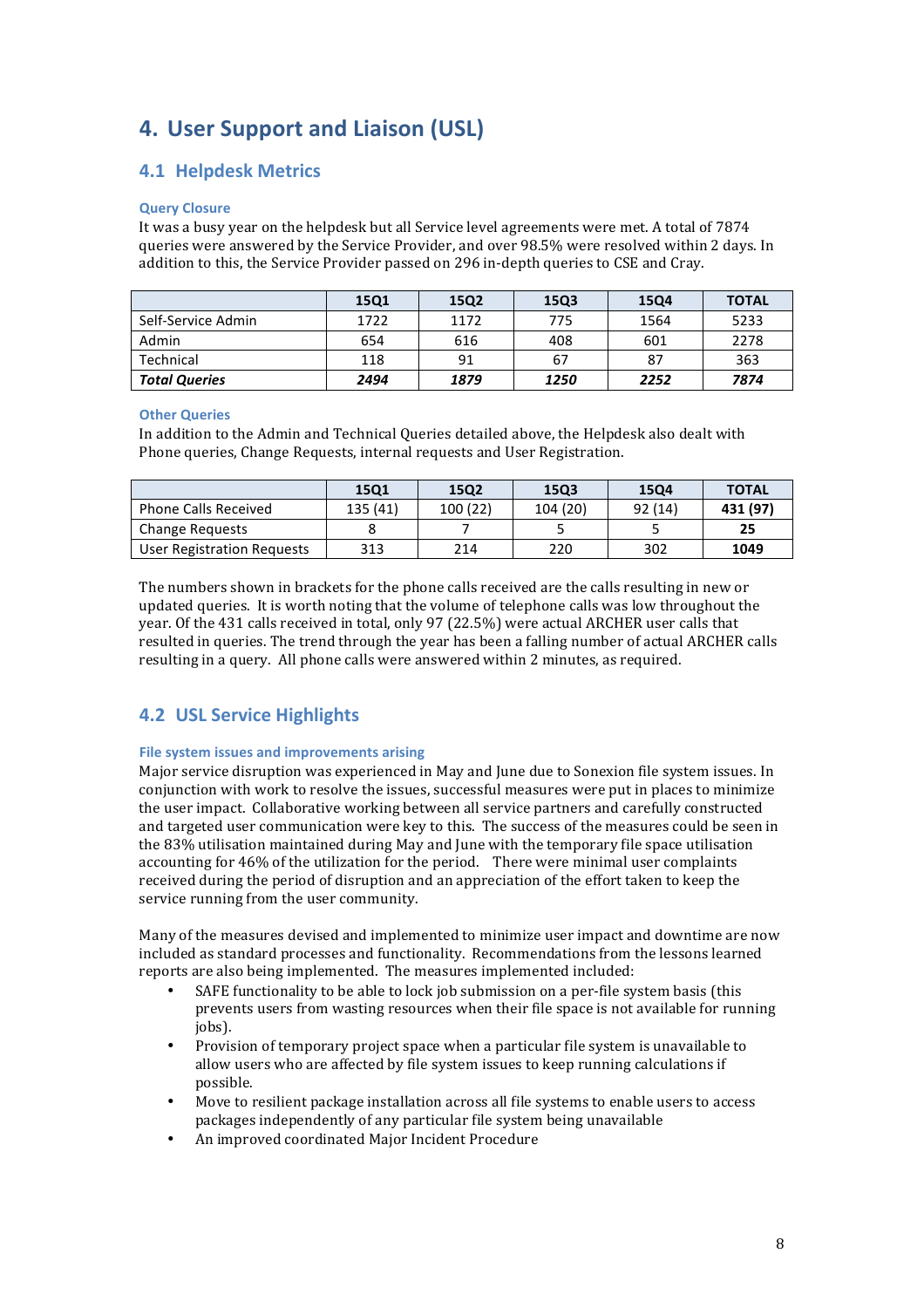# 4. User Support and Liaison (USL)

## 4.1 Helpdesk Metrics

### Query Closure

It was a busy year on the helpdesk but all Service level agreements were met. A total of 7874 queries were answered by the Service Provider, and over 98.5% were resolved within 2 days. In addition to this, the Service Provider passed on 296 in-depth queries to CSE and Cray.

| | 15Q1 | 15Q2 | 15Q3 | 15Q4 | TOTAL |
|---|---|---|---|---|---|
| Self-Service Admin | 1722 | 1172 | 775 | 1564 | 5233 |
| Admin | 654 | 616 | 408 | 601 | 2278 |
| Technical | 118 | 91 | 67 | 87 | 363 |
| ***Total Queries*** | ***2494*** | ***1879*** | ***1250*** | ***2252*** | ***7874*** |

### Other Queries

In addition to the Admin and Technical Queries detailed above, the Helpdesk also dealt with Phone queries, Change Requests, internal requests and User Registration.

| | 15Q1 | 15Q2 | 15Q3 | 15Q4 | TOTAL |
|---|---|---|---|---|---|
| Phone Calls Received | 135 (41) | 100 (22) | 104 (20) | 92 (14) | **431 (97)** |
| Change Requests | 8 | 7 | 5 | 5 | **25** |
| User Registration Requests | 313 | 214 | 220 | 302 | **1049** |

The numbers shown in brackets for the phone calls received are the calls resulting in new or updated queries. It is worth noting that the volume of telephone calls was low throughout the year. Of the 431 calls received in total, only 97 (22.5%) were actual ARCHER user calls that resulted in queries. The trend through the year has been a falling number of actual ARCHER calls resulting in a query. All phone calls were answered within 2 minutes, as required.

## 4.2 USL Service Highlights

### File system issues and improvements arising

Major service disruption was experienced in May and June due to Sonexion file system issues. In conjunction with work to resolve the issues, successful measures were put in places to minimize the user impact. Collaborative working between all service partners and carefully constructed and targeted user communication were key to this. The success of the measures could be seen in the 83% utilisation maintained during May and June with the temporary file space utilisation accounting for 46% of the utilization for the period. There were minimal user complaints received during the period of disruption and an appreciation of the effort taken to keep the service running from the user community.

Many of the measures devised and implemented to minimize user impact and downtime are now included as standard processes and functionality. Recommendations from the lessons learned reports are also being implemented. The measures implemented included:

- SAFE functionality to be able to lock job submission on a per-file system basis (this prevents users from wasting resources when their file space is not available for running jobs).
- Provision of temporary project space when a particular file system is unavailable to allow users who are affected by file system issues to keep running calculations if possible.
- Move to resilient package installation across all file systems to enable users to access packages independently of any particular file system being unavailable
- An improved coordinated Major Incident Procedure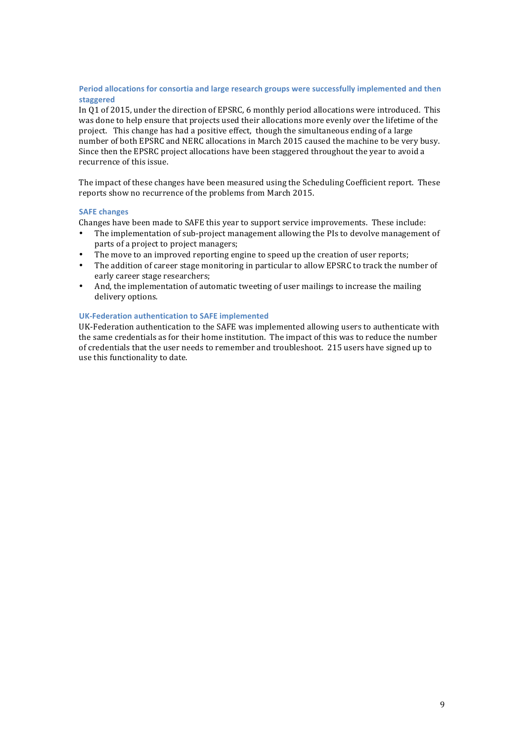### Period allocations for consortia and large research groups were successfully implemented and then staggered

In Q1 of 2015, under the direction of EPSRC, 6 monthly period allocations were introduced. This was done to help ensure that projects used their allocations more evenly over the lifetime of the project. This change has had a positive effect, though the simultaneous ending of a large number of both EPSRC and NERC allocations in March 2015 caused the machine to be very busy. Since then the EPSRC project allocations have been staggered throughout the year to avoid a recurrence of this issue.

The impact of these changes have been measured using the Scheduling Coefficient report. These reports show no recurrence of the problems from March 2015.

### SAFE changes

Changes have been made to SAFE this year to support service improvements. These include:

- The implementation of sub-project management allowing the PIs to devolve management of parts of a project to project managers;
- The move to an improved reporting engine to speed up the creation of user reports;
- The addition of career stage monitoring in particular to allow EPSRC to track the number of early career stage researchers;
- And, the implementation of automatic tweeting of user mailings to increase the mailing delivery options.

### UK-Federation authentication to SAFE implemented

UK-Federation authentication to the SAFE was implemented allowing users to authenticate with the same credentials as for their home institution. The impact of this was to reduce the number of credentials that the user needs to remember and troubleshoot. 215 users have signed up to use this functionality to date.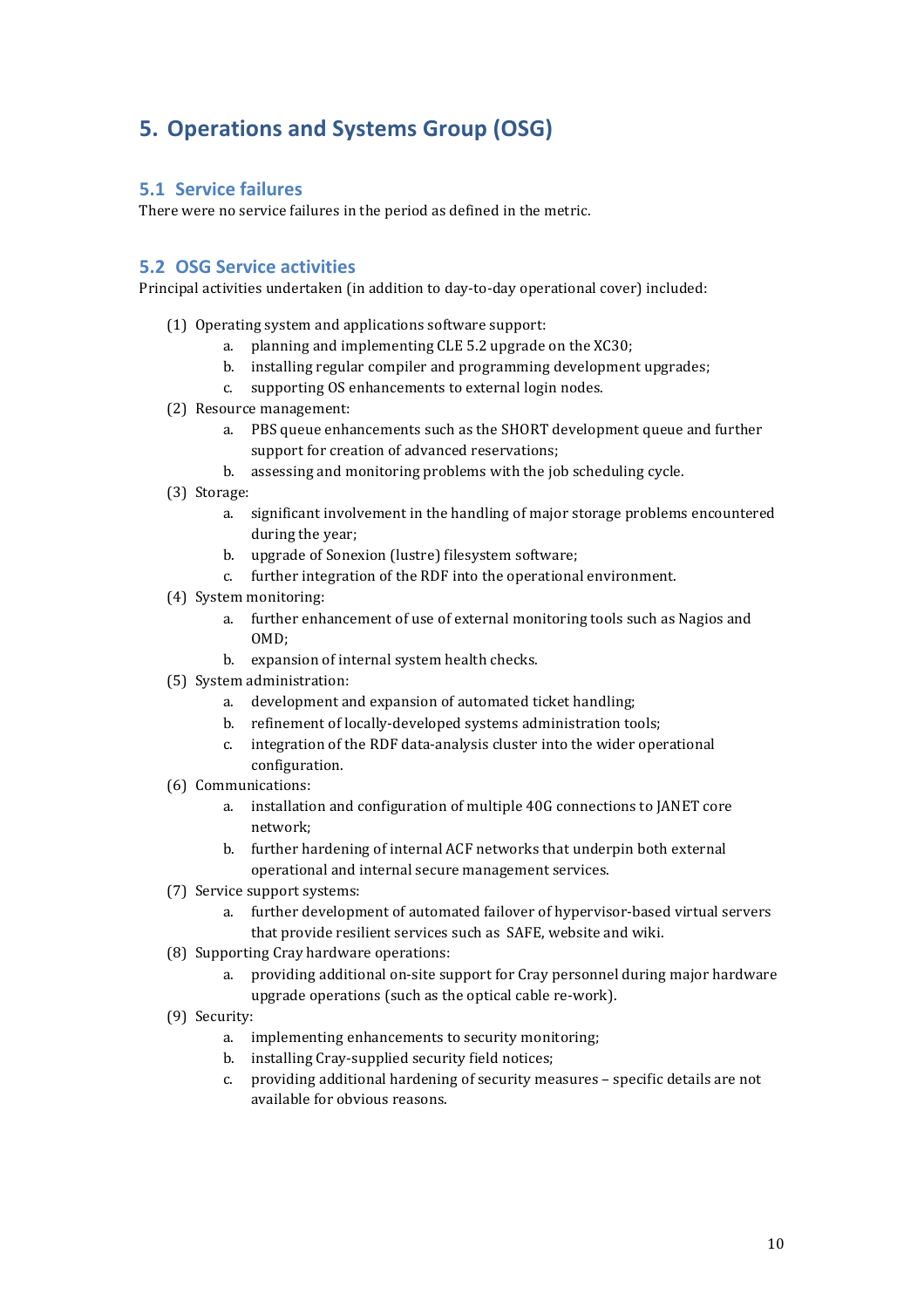# 5. Operations and Systems Group (OSG)

## 5.1 Service failures

There were no service failures in the period as defined in the metric.

## 5.2 OSG Service activities

Principal activities undertaken (in addition to day-to-day operational cover) included:

(1) Operating system and applications software support:
   a. planning and implementing CLE 5.2 upgrade on the XC30;
   b. installing regular compiler and programming development upgrades;
   c. supporting OS enhancements to external login nodes.

(2) Resource management:
   a. PBS queue enhancements such as the SHORT development queue and further support for creation of advanced reservations;
   b. assessing and monitoring problems with the job scheduling cycle.

(3) Storage:
   a. significant involvement in the handling of major storage problems encountered during the year;
   b. upgrade of Sonexion (lustre) filesystem software;
   c. further integration of the RDF into the operational environment.

(4) System monitoring:
   a. further enhancement of use of external monitoring tools such as Nagios and OMD;
   b. expansion of internal system health checks.

(5) System administration:
   a. development and expansion of automated ticket handling;
   b. refinement of locally-developed systems administration tools;
   c. integration of the RDF data-analysis cluster into the wider operational configuration.

(6) Communications:
   a. installation and configuration of multiple 40G connections to JANET core network;
   b. further hardening of internal ACF networks that underpin both external operational and internal secure management services.

(7) Service support systems:
   a. further development of automated failover of hypervisor-based virtual servers that provide resilient services such as SAFE, website and wiki.

(8) Supporting Cray hardware operations:
   a. providing additional on-site support for Cray personnel during major hardware upgrade operations (such as the optical cable re-work).

(9) Security:
   a. implementing enhancements to security monitoring;
   b. installing Cray-supplied security field notices;
   c. providing additional hardening of security measures – specific details are not available for obvious reasons.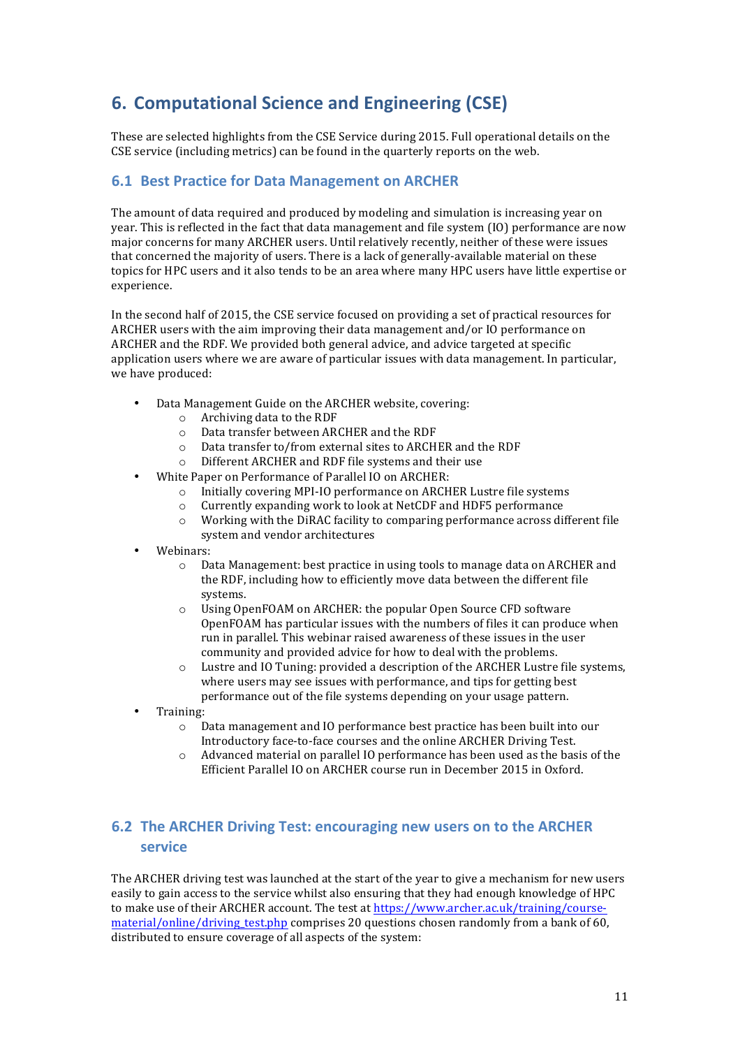# 6. Computational Science and Engineering (CSE)

These are selected highlights from the CSE Service during 2015. Full operational details on the CSE service (including metrics) can be found in the quarterly reports on the web.

## 6.1 Best Practice for Data Management on ARCHER

The amount of data required and produced by modeling and simulation is increasing year on year. This is reflected in the fact that data management and file system (IO) performance are now major concerns for many ARCHER users. Until relatively recently, neither of these were issues that concerned the majority of users. There is a lack of generally-available material on these topics for HPC users and it also tends to be an area where many HPC users have little expertise or experience.

In the second half of 2015, the CSE service focused on providing a set of practical resources for ARCHER users with the aim improving their data management and/or IO performance on ARCHER and the RDF. We provided both general advice, and advice targeted at specific application users where we are aware of particular issues with data management. In particular, we have produced:

- Data Management Guide on the ARCHER website, covering:
  - Archiving data to the RDF
  - Data transfer between ARCHER and the RDF
  - Data transfer to/from external sites to ARCHER and the RDF
  - Different ARCHER and RDF file systems and their use
- White Paper on Performance of Parallel IO on ARCHER:
  - Initially covering MPI-IO performance on ARCHER Lustre file systems
  - Currently expanding work to look at NetCDF and HDF5 performance
  - Working with the DiRAC facility to comparing performance across different file system and vendor architectures
- Webinars:
  - Data Management: best practice in using tools to manage data on ARCHER and the RDF, including how to efficiently move data between the different file systems.
  - Using OpenFOAM on ARCHER: the popular Open Source CFD software OpenFOAM has particular issues with the numbers of files it can produce when run in parallel. This webinar raised awareness of these issues in the user community and provided advice for how to deal with the problems.
  - Lustre and IO Tuning: provided a description of the ARCHER Lustre file systems, where users may see issues with performance, and tips for getting best performance out of the file systems depending on your usage pattern.
- Training:
  - Data management and IO performance best practice has been built into our Introductory face-to-face courses and the online ARCHER Driving Test.
  - Advanced material on parallel IO performance has been used as the basis of the Efficient Parallel IO on ARCHER course run in December 2015 in Oxford.

## 6.2 The ARCHER Driving Test: encouraging new users on to the ARCHER service

The ARCHER driving test was launched at the start of the year to give a mechanism for new users easily to gain access to the service whilst also ensuring that they had enough knowledge of HPC to make use of their ARCHER account. The test at https://www.archer.ac.uk/training/course-material/online/driving_test.php comprises 20 questions chosen randomly from a bank of 60, distributed to ensure coverage of all aspects of the system: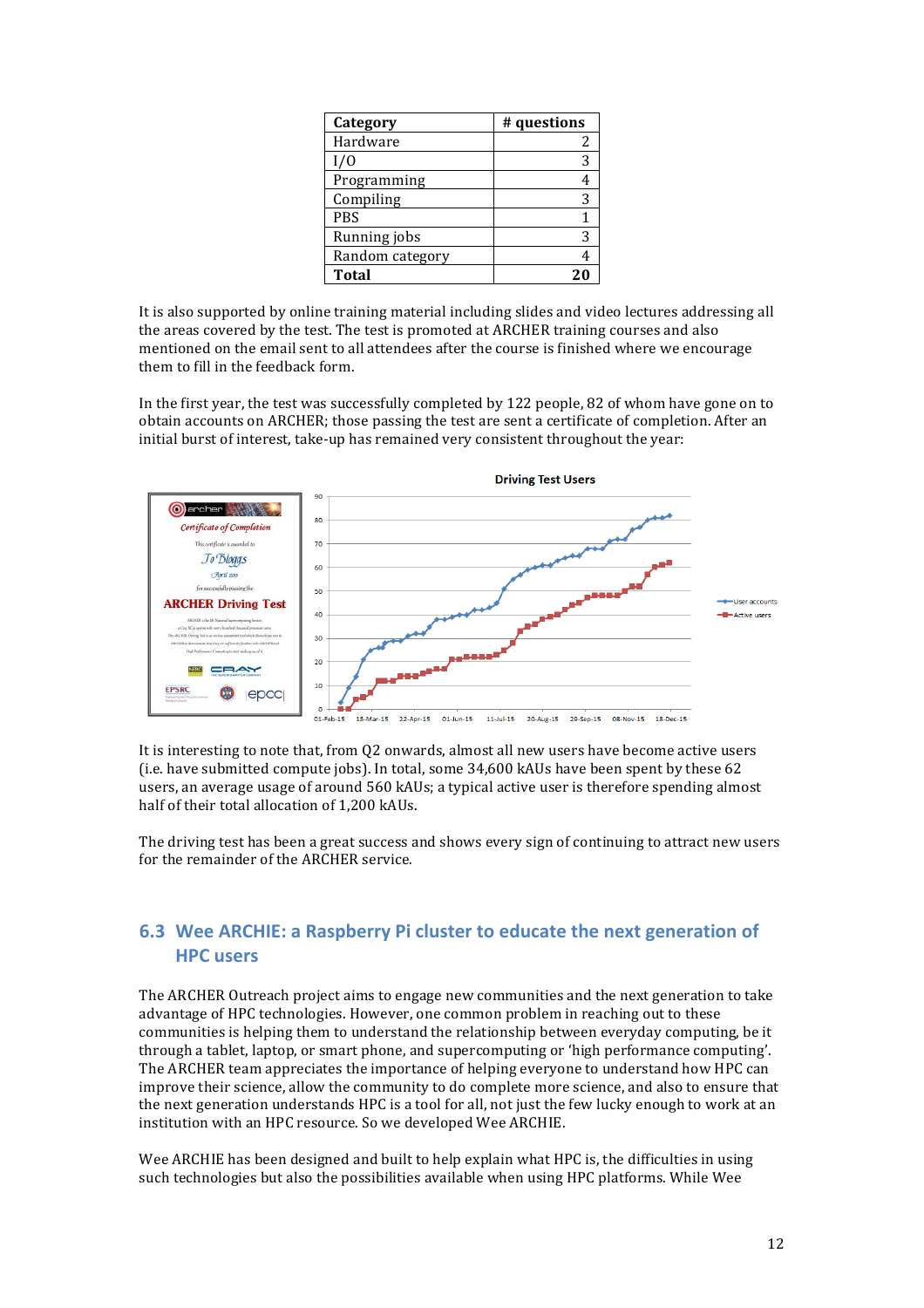| Category | # questions |
|---|---|
| Hardware | 2 |
| I/O | 3 |
| Programming | 4 |
| Compiling | 3 |
| PBS | 1 |
| Running jobs | 3 |
| Random category | 4 |
| **Total** | **20** |

It is also supported by online training material including slides and video lectures addressing all the areas covered by the test. The test is promoted at ARCHER training courses and also mentioned on the email sent to all attendees after the course is finished where we encourage them to fill in the feedback form.

In the first year, the test was successfully completed by 122 people, 82 of whom have gone on to obtain accounts on ARCHER; those passing the test are sent a certificate of completion. After an initial burst of interest, take-up has remained very consistent throughout the year:

It is interesting to note that, from Q2 onwards, almost all new users have become active users (i.e. have submitted compute jobs). In total, some 34,600 kAUs have been spent by these 62 users, an average usage of around 560 kAUs; a typical active user is therefore spending almost half of their total allocation of 1,200 kAUs.

The driving test has been a great success and shows every sign of continuing to attract new users for the remainder of the ARCHER service.

## 6.3 Wee ARCHIE: a Raspberry Pi cluster to educate the next generation of HPC users

The ARCHER Outreach project aims to engage new communities and the next generation to take advantage of HPC technologies. However, one common problem in reaching out to these communities is helping them to understand the relationship between everyday computing, be it through a tablet, laptop, or smart phone, and supercomputing or 'high performance computing'. The ARCHER team appreciates the importance of helping everyone to understand how HPC can improve their science, allow the community to do complete more science, and also to ensure that the next generation understands HPC is a tool for all, not just the few lucky enough to work at an institution with an HPC resource. So we developed Wee ARCHIE.

Wee ARCHIE has been designed and built to help explain what HPC is, the difficulties in using such technologies but also the possibilities available when using HPC platforms. While Wee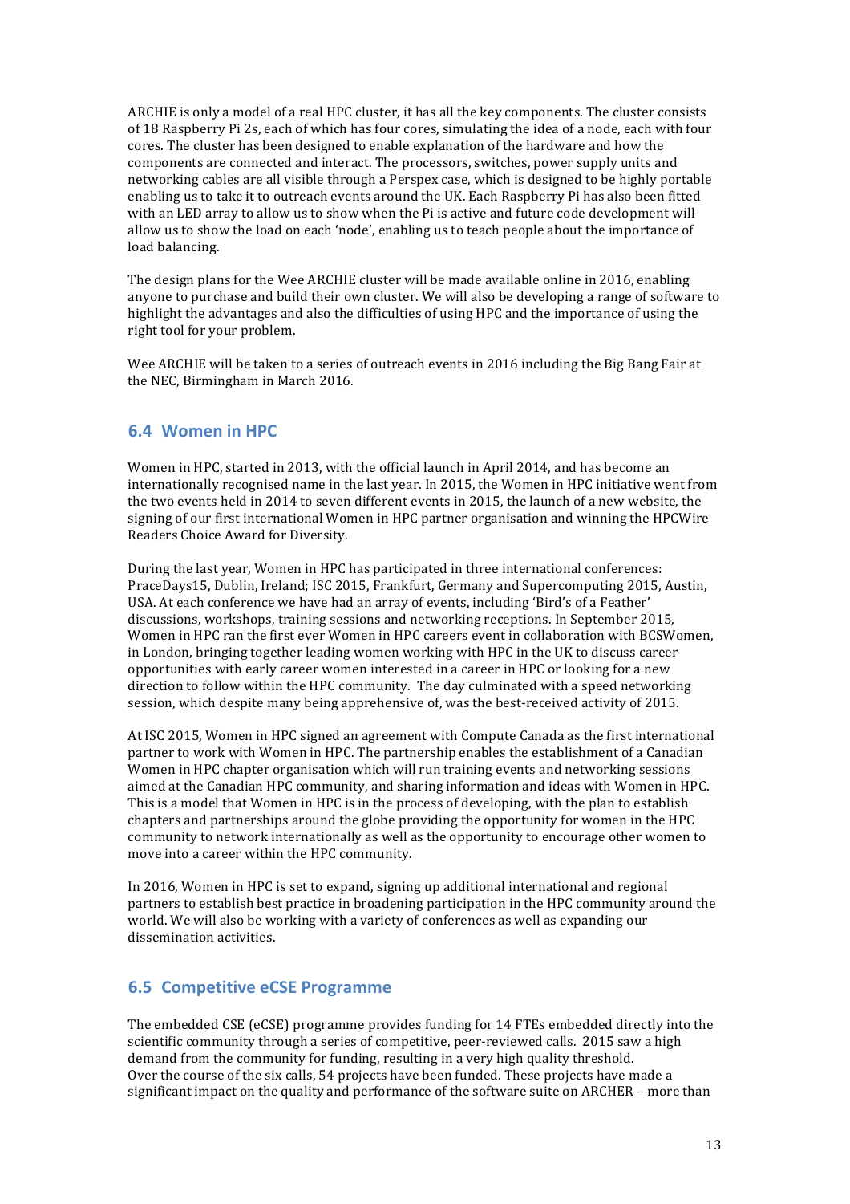ARCHIE is only a model of a real HPC cluster, it has all the key components. The cluster consists of 18 Raspberry Pi 2s, each of which has four cores, simulating the idea of a node, each with four cores. The cluster has been designed to enable explanation of the hardware and how the components are connected and interact. The processors, switches, power supply units and networking cables are all visible through a Perspex case, which is designed to be highly portable enabling us to take it to outreach events around the UK. Each Raspberry Pi has also been fitted with an LED array to allow us to show when the Pi is active and future code development will allow us to show the load on each 'node', enabling us to teach people about the importance of load balancing.

The design plans for the Wee ARCHIE cluster will be made available online in 2016, enabling anyone to purchase and build their own cluster. We will also be developing a range of software to highlight the advantages and also the difficulties of using HPC and the importance of using the right tool for your problem.

Wee ARCHIE will be taken to a series of outreach events in 2016 including the Big Bang Fair at the NEC, Birmingham in March 2016.

## 6.4 Women in HPC

Women in HPC, started in 2013, with the official launch in April 2014, and has become an internationally recognised name in the last year. In 2015, the Women in HPC initiative went from the two events held in 2014 to seven different events in 2015, the launch of a new website, the signing of our first international Women in HPC partner organisation and winning the HPCWire Readers Choice Award for Diversity.

During the last year, Women in HPC has participated in three international conferences: PraceDays15, Dublin, Ireland; ISC 2015, Frankfurt, Germany and Supercomputing 2015, Austin, USA. At each conference we have had an array of events, including 'Bird's of a Feather' discussions, workshops, training sessions and networking receptions. In September 2015, Women in HPC ran the first ever Women in HPC careers event in collaboration with BCSWomen, in London, bringing together leading women working with HPC in the UK to discuss career opportunities with early career women interested in a career in HPC or looking for a new direction to follow within the HPC community. The day culminated with a speed networking session, which despite many being apprehensive of, was the best-received activity of 2015.

At ISC 2015, Women in HPC signed an agreement with Compute Canada as the first international partner to work with Women in HPC. The partnership enables the establishment of a Canadian Women in HPC chapter organisation which will run training events and networking sessions aimed at the Canadian HPC community, and sharing information and ideas with Women in HPC. This is a model that Women in HPC is in the process of developing, with the plan to establish chapters and partnerships around the globe providing the opportunity for women in the HPC community to network internationally as well as the opportunity to encourage other women to move into a career within the HPC community.

In 2016, Women in HPC is set to expand, signing up additional international and regional partners to establish best practice in broadening participation in the HPC community around the world. We will also be working with a variety of conferences as well as expanding our dissemination activities.

## 6.5 Competitive eCSE Programme

The embedded CSE (eCSE) programme provides funding for 14 FTEs embedded directly into the scientific community through a series of competitive, peer-reviewed calls. 2015 saw a high demand from the community for funding, resulting in a very high quality threshold.
Over the course of the six calls, 54 projects have been funded. These projects have made a significant impact on the quality and performance of the software suite on ARCHER – more than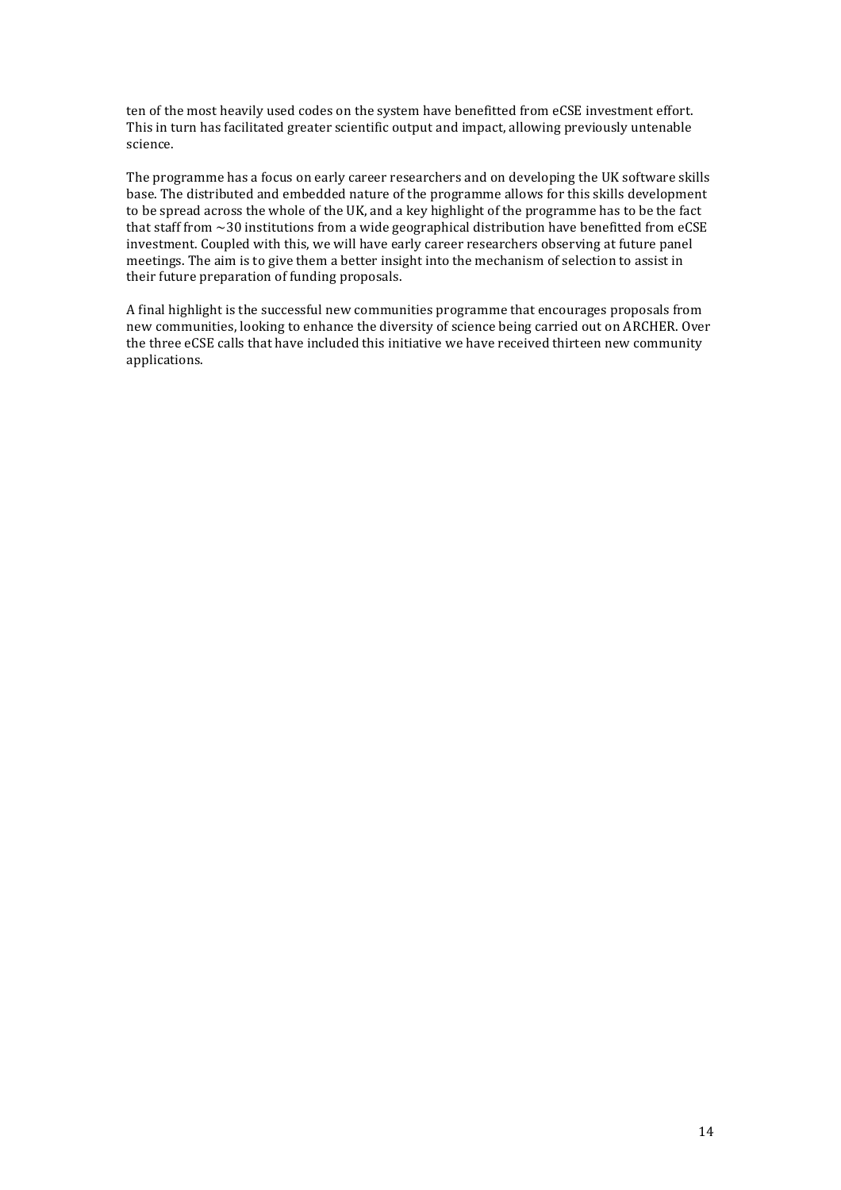ten of the most heavily used codes on the system have benefitted from eCSE investment effort. This in turn has facilitated greater scientific output and impact, allowing previously untenable science.

The programme has a focus on early career researchers and on developing the UK software skills base. The distributed and embedded nature of the programme allows for this skills development to be spread across the whole of the UK, and a key highlight of the programme has to be the fact that staff from ~30 institutions from a wide geographical distribution have benefitted from eCSE investment. Coupled with this, we will have early career researchers observing at future panel meetings. The aim is to give them a better insight into the mechanism of selection to assist in their future preparation of funding proposals.

A final highlight is the successful new communities programme that encourages proposals from new communities, looking to enhance the diversity of science being carried out on ARCHER. Over the three eCSE calls that have included this initiative we have received thirteen new community applications.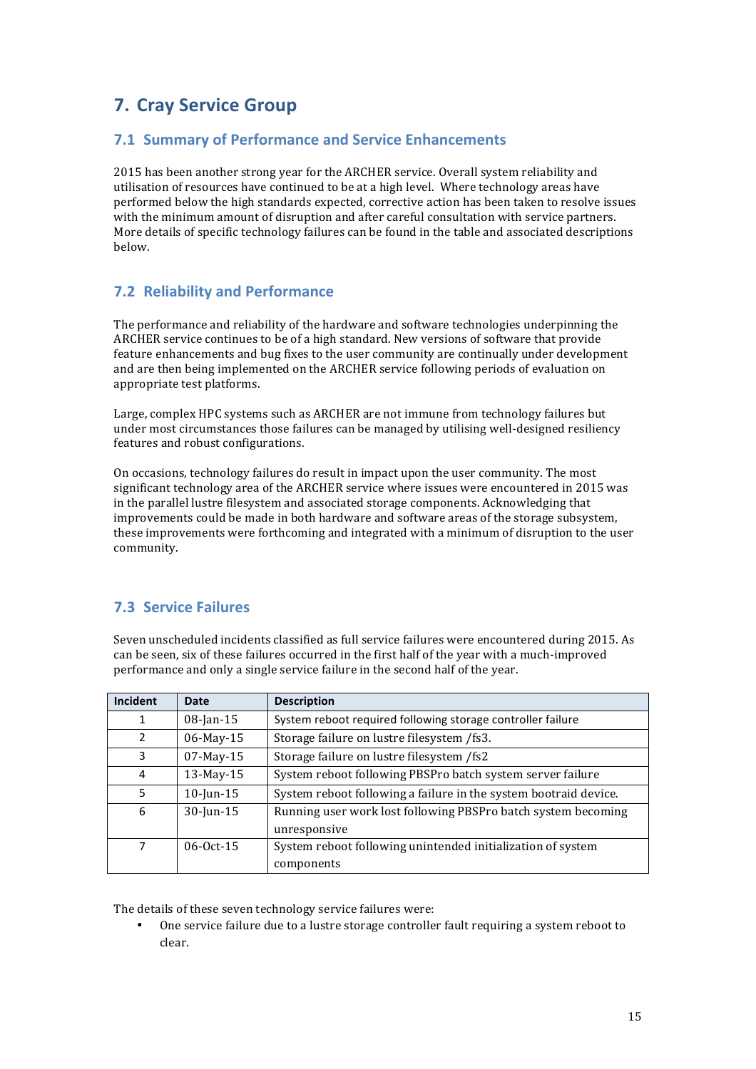# 7. Cray Service Group

## 7.1 Summary of Performance and Service Enhancements

2015 has been another strong year for the ARCHER service. Overall system reliability and utilisation of resources have continued to be at a high level. Where technology areas have performed below the high standards expected, corrective action has been taken to resolve issues with the minimum amount of disruption and after careful consultation with service partners. More details of specific technology failures can be found in the table and associated descriptions below.

## 7.2 Reliability and Performance

The performance and reliability of the hardware and software technologies underpinning the ARCHER service continues to be of a high standard. New versions of software that provide feature enhancements and bug fixes to the user community are continually under development and are then being implemented on the ARCHER service following periods of evaluation on appropriate test platforms.

Large, complex HPC systems such as ARCHER are not immune from technology failures but under most circumstances those failures can be managed by utilising well-designed resiliency features and robust configurations.

On occasions, technology failures do result in impact upon the user community. The most significant technology area of the ARCHER service where issues were encountered in 2015 was in the parallel lustre filesystem and associated storage components. Acknowledging that improvements could be made in both hardware and software areas of the storage subsystem, these improvements were forthcoming and integrated with a minimum of disruption to the user community.

## 7.3 Service Failures

Seven unscheduled incidents classified as full service failures were encountered during 2015. As can be seen, six of these failures occurred in the first half of the year with a much-improved performance and only a single service failure in the second half of the year.

| Incident | Date | Description |
|---|---|---|
| 1 | 08-Jan-15 | System reboot required following storage controller failure |
| 2 | 06-May-15 | Storage failure on lustre filesystem /fs3. |
| 3 | 07-May-15 | Storage failure on lustre filesystem /fs2 |
| 4 | 13-May-15 | System reboot following PBSPro batch system server failure |
| 5 | 10-Jun-15 | System reboot following a failure in the system bootraid device. |
| 6 | 30-Jun-15 | Running user work lost following PBSPro batch system becoming unresponsive |
| 7 | 06-Oct-15 | System reboot following unintended initialization of system components |

The details of these seven technology service failures were:

- One service failure due to a lustre storage controller fault requiring a system reboot to clear.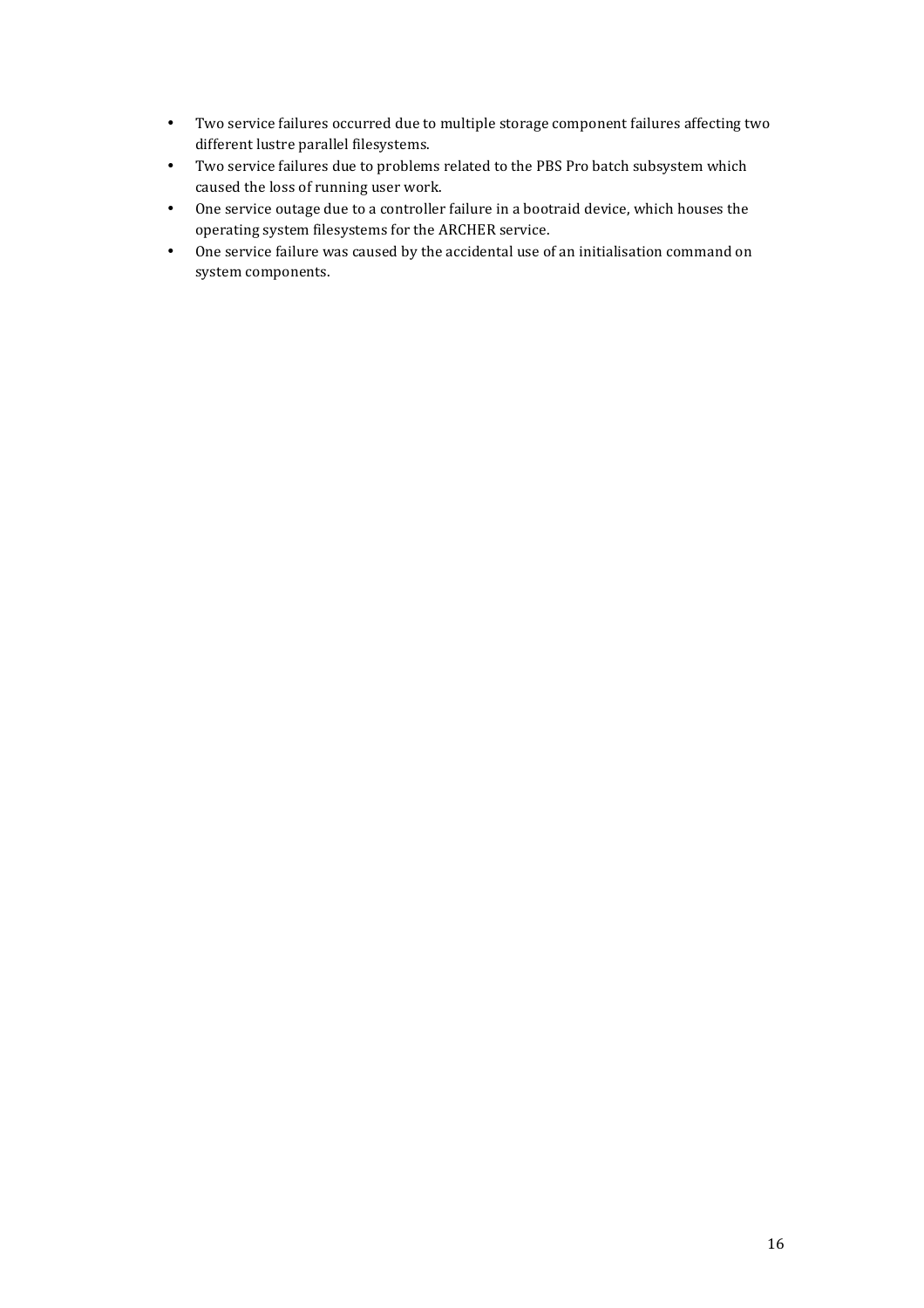- Two service failures occurred due to multiple storage component failures affecting two different lustre parallel filesystems.
- Two service failures due to problems related to the PBS Pro batch subsystem which caused the loss of running user work.
- One service outage due to a controller failure in a bootraid device, which houses the operating system filesystems for the ARCHER service.
- One service failure was caused by the accidental use of an initialisation command on system components.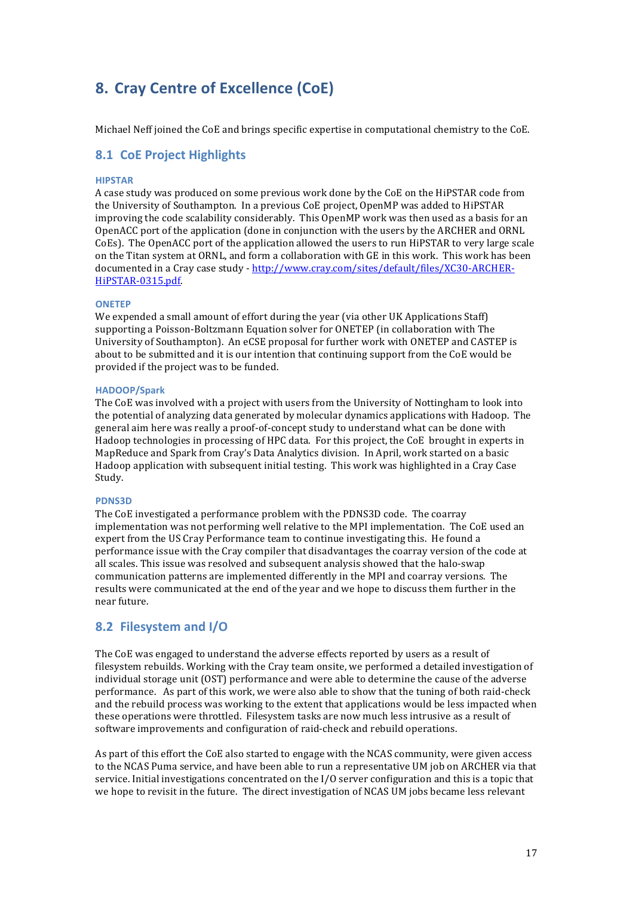# 8. Cray Centre of Excellence (CoE)

Michael Neff joined the CoE and brings specific expertise in computational chemistry to the CoE.

## 8.1 CoE Project Highlights

#### HIPSTAR

A case study was produced on some previous work done by the CoE on the HiPSTAR code from the University of Southampton. In a previous CoE project, OpenMP was added to HiPSTAR improving the code scalability considerably. This OpenMP work was then used as a basis for an OpenACC port of the application (done in conjunction with the users by the ARCHER and ORNL CoEs). The OpenACC port of the application allowed the users to run HiPSTAR to very large scale on the Titan system at ORNL, and form a collaboration with GE in this work. This work has been documented in a Cray case study - [http://www.cray.com/sites/default/files/XC30-ARCHER-HiPSTAR-0315.pdf](http://www.cray.com/sites/default/files/XC30-ARCHER-HiPSTAR-0315.pdf).

#### ONETEP

We expended a small amount of effort during the year (via other UK Applications Staff) supporting a Poisson-Boltzmann Equation solver for ONETEP (in collaboration with The University of Southampton). An eCSE proposal for further work with ONETEP and CASTEP is about to be submitted and it is our intention that continuing support from the CoE would be provided if the project was to be funded.

#### HADOOP/Spark

The CoE was involved with a project with users from the University of Nottingham to look into the potential of analyzing data generated by molecular dynamics applications with Hadoop. The general aim here was really a proof-of-concept study to understand what can be done with Hadoop technologies in processing of HPC data. For this project, the CoE brought in experts in MapReduce and Spark from Cray's Data Analytics division. In April, work started on a basic Hadoop application with subsequent initial testing. This work was highlighted in a Cray Case Study.

#### PDNS3D

The CoE investigated a performance problem with the PDNS3D code. The coarray implementation was not performing well relative to the MPI implementation. The CoE used an expert from the US Cray Performance team to continue investigating this. He found a performance issue with the Cray compiler that disadvantages the coarray version of the code at all scales. This issue was resolved and subsequent analysis showed that the halo-swap communication patterns are implemented differently in the MPI and coarray versions. The results were communicated at the end of the year and we hope to discuss them further in the near future.

## 8.2 Filesystem and I/O

The CoE was engaged to understand the adverse effects reported by users as a result of filesystem rebuilds. Working with the Cray team onsite, we performed a detailed investigation of individual storage unit (OST) performance and were able to determine the cause of the adverse performance. As part of this work, we were also able to show that the tuning of both raid-check and the rebuild process was working to the extent that applications would be less impacted when these operations were throttled. Filesystem tasks are now much less intrusive as a result of software improvements and configuration of raid-check and rebuild operations.

As part of this effort the CoE also started to engage with the NCAS community, were given access to the NCAS Puma service, and have been able to run a representative UM job on ARCHER via that service. Initial investigations concentrated on the I/O server configuration and this is a topic that we hope to revisit in the future. The direct investigation of NCAS UM jobs became less relevant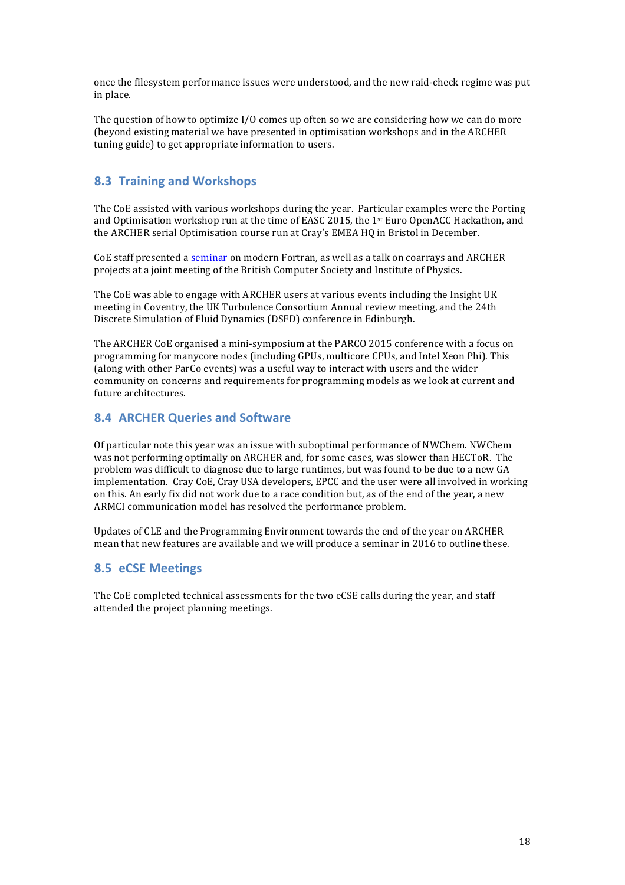once the filesystem performance issues were understood, and the new raid-check regime was put in place.

The question of how to optimize I/O comes up often so we are considering how we can do more (beyond existing material we have presented in optimisation workshops and in the ARCHER tuning guide) to get appropriate information to users.

## 8.3 Training and Workshops

The CoE assisted with various workshops during the year. Particular examples were the Porting and Optimisation workshop run at the time of EASC 2015, the 1st Euro OpenACC Hackathon, and the ARCHER serial Optimisation course run at Cray's EMEA HQ in Bristol in December.

CoE staff presented a seminar on modern Fortran, as well as a talk on coarrays and ARCHER projects at a joint meeting of the British Computer Society and Institute of Physics.

The CoE was able to engage with ARCHER users at various events including the Insight UK meeting in Coventry, the UK Turbulence Consortium Annual review meeting, and the 24th Discrete Simulation of Fluid Dynamics (DSFD) conference in Edinburgh.

The ARCHER CoE organised a mini-symposium at the PARCO 2015 conference with a focus on programming for manycore nodes (including GPUs, multicore CPUs, and Intel Xeon Phi). This (along with other ParCo events) was a useful way to interact with users and the wider community on concerns and requirements for programming models as we look at current and future architectures.

## 8.4 ARCHER Queries and Software

Of particular note this year was an issue with suboptimal performance of NWChem. NWChem was not performing optimally on ARCHER and, for some cases, was slower than HECToR. The problem was difficult to diagnose due to large runtimes, but was found to be due to a new GA implementation. Cray CoE, Cray USA developers, EPCC and the user were all involved in working on this. An early fix did not work due to a race condition but, as of the end of the year, a new ARMCI communication model has resolved the performance problem.

Updates of CLE and the Programming Environment towards the end of the year on ARCHER mean that new features are available and we will produce a seminar in 2016 to outline these.

## 8.5 eCSE Meetings

The CoE completed technical assessments for the two eCSE calls during the year, and staff attended the project planning meetings.